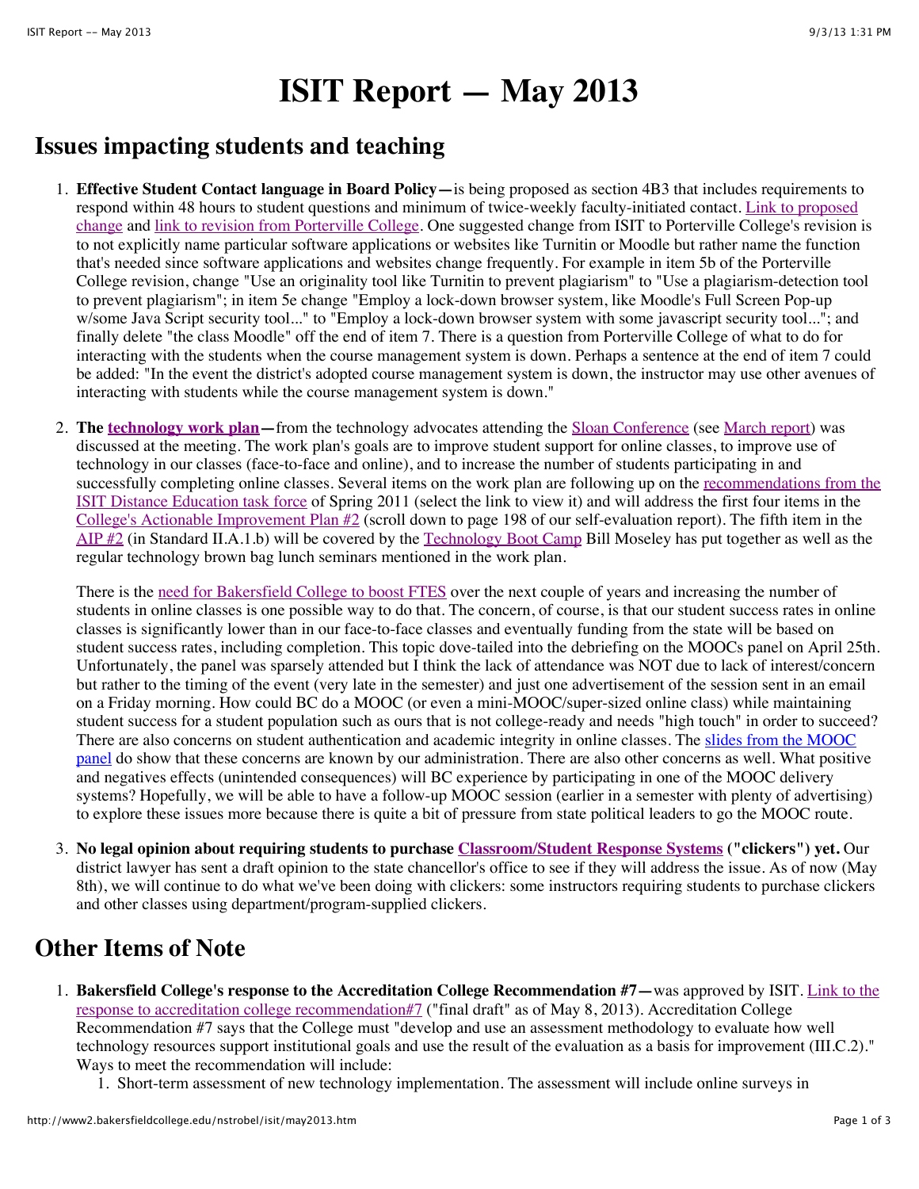# ISIT Report — May 2013

## Issues impacting students and teaching

1. **Effective Student Contact language in Board Policy—**is being proposed as section 4B3 that includes requirements to respond within 48 hours to student questions and minimum of twice-weekly faculty-initiated contact. Link to proposed change and link to revision from Porterville College. One suggested change from ISIT to Porterville College's revision is to not explicitly name particular software applications or websites like Turnitin or Moodle but rather name the function that's needed since software applications and websites change frequently. For example in item 5b of the Porterville College revision, change "Use an originality tool like Turnitin to prevent plagiarism" to "Use a plagiarism-detection tool to prevent plagiarism"; in item 5e change "Employ a lock-down browser system, like Moodle's Full Screen Pop-up w/some Java Script security tool..." to "Employ a lock-down browser system with some javascript security tool..."; and finally delete "the class Moodle" off the end of item 7. There is a question from Porterville College of what to do for interacting with the students when the course management system is down. Perhaps a sentence at the end of item 7 could be added: "In the event the district's adopted course management system is down, the instructor may use other avenues of interacting with students while the course management system is down."

2. **The technology work plan—**from the technology advocates attending the Sloan Conference (see March report) was discussed at the meeting. The work plan's goals are to improve student support for online classes, to improve use of technology in our classes (face-to-face and online), and to increase the number of students participating in and successfully completing online classes. Several items on the work plan are following up on the recommendations from the ISIT Distance Education task force of Spring 2011 (select the link to view it) and will address the first four items in the College's Actionable Improvement Plan #2 (scroll down to page 198 of our self-evaluation report). The fifth item in the AIP #2 (in Standard II.A.1.b) will be covered by the Technology Boot Camp Bill Moseley has put together as well as the regular technology brown bag lunch seminars mentioned in the work plan.

   There is the need for Bakersfield College to boost FTES over the next couple of years and increasing the number of students in online classes is one possible way to do that. The concern, of course, is that our student success rates in online classes is significantly lower than in our face-to-face classes and eventually funding from the state will be based on student success rates, including completion. This topic dove-tailed into the debriefing on the MOOCs panel on April 25th. Unfortunately, the panel was sparsely attended but I think the lack of attendance was NOT due to lack of interest/concern but rather to the timing of the event (very late in the semester) and just one advertisement of the session sent in an email on a Friday morning. How could BC do a MOOC (or even a mini-MOOC/super-sized online class) while maintaining student success for a student population such as ours that is not college-ready and needs "high touch" in order to succeed? There are also concerns on student authentication and academic integrity in online classes. The slides from the MOOC panel do show that these concerns are known by our administration. There are also other concerns as well. What positive and negatives effects (unintended consequences) will BC experience by participating in one of the MOOC delivery systems? Hopefully, we will be able to have a follow-up MOOC session (earlier in a semester with plenty of advertising) to explore these issues more because there is quite a bit of pressure from state political leaders to go the MOOC route.

3. **No legal opinion about requiring students to purchase Classroom/Student Response Systems ("clickers") yet.** Our district lawyer has sent a draft opinion to the state chancellor's office to see if they will address the issue. As of now (May 8th), we will continue to do what we've been doing with clickers: some instructors requiring students to purchase clickers and other classes using department/program-supplied clickers.

## Other Items of Note

1. **Bakersfield College's response to the Accreditation College Recommendation #7—**was approved by ISIT. Link to the response to accreditation college recommendation#7 ("final draft" as of May 8, 2013). Accreditation College Recommendation #7 says that the College must "develop and use an assessment methodology to evaluate how well technology resources support institutional goals and use the result of the evaluation as a basis for improvement (III.C.2)." Ways to meet the recommendation will include:
   1. Short-term assessment of new technology implementation. The assessment will include online surveys in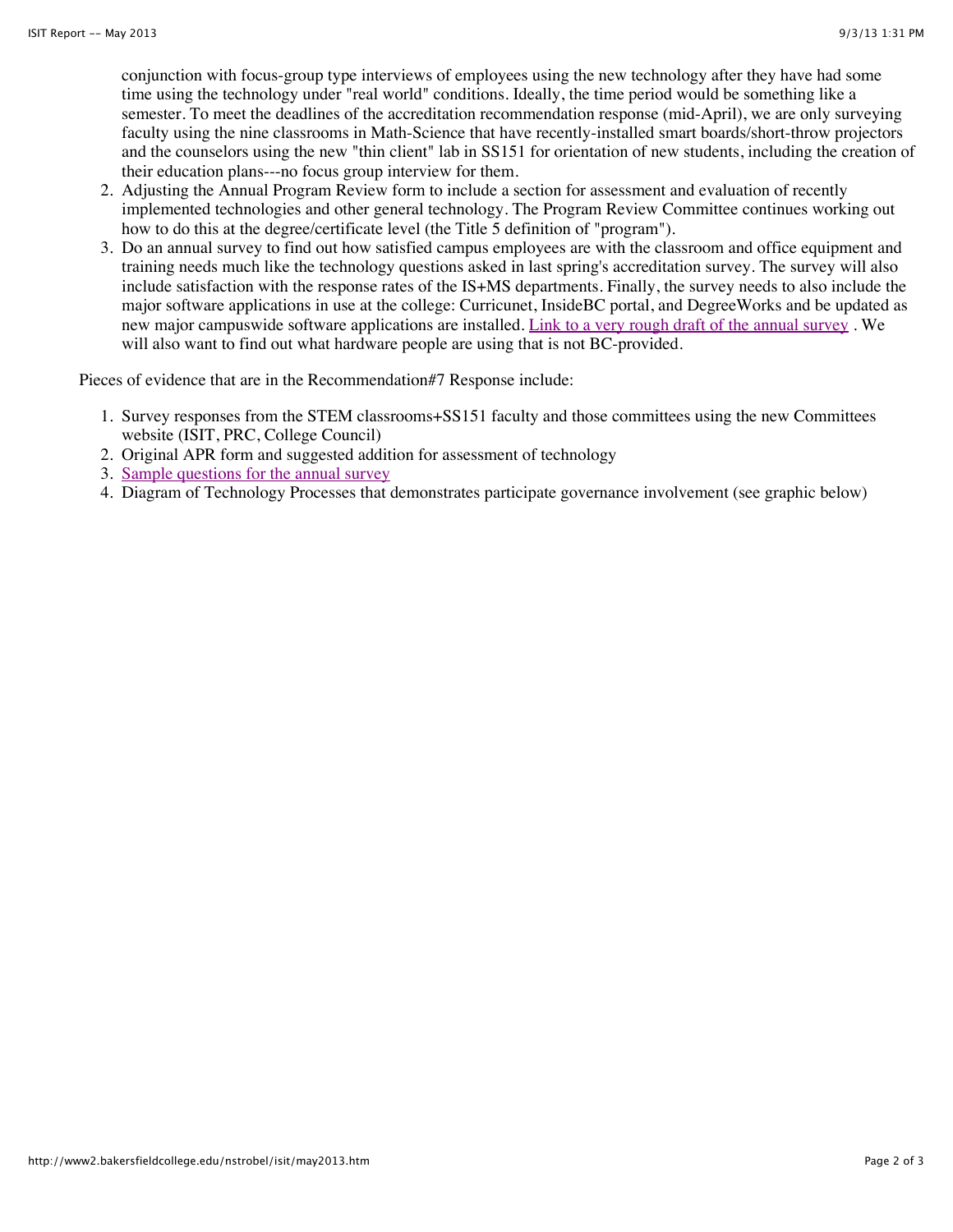conjunction with focus-group type interviews of employees using the new technology after they have had some time using the technology under "real world" conditions. Ideally, the time period would be something like a semester. To meet the deadlines of the accreditation recommendation response (mid-April), we are only surveying faculty using the nine classrooms in Math-Science that have recently-installed smart boards/short-throw projectors and the counselors using the new "thin client" lab in SS151 for orientation of new students, including the creation of their education plans---no focus group interview for them.

2. Adjusting the Annual Program Review form to include a section for assessment and evaluation of recently implemented technologies and other general technology. The Program Review Committee continues working out how to do this at the degree/certificate level (the Title 5 definition of "program").
3. Do an annual survey to find out how satisfied campus employees are with the classroom and office equipment and training needs much like the technology questions asked in last spring's accreditation survey. The survey will also include satisfaction with the response rates of the IS+MS departments. Finally, the survey needs to also include the major software applications in use at the college: Curricunet, InsideBC portal, and DegreeWorks and be updated as new major campuswide software applications are installed. [Link to a very rough draft of the annual survey] . We will also want to find out what hardware people are using that is not BC-provided.

Pieces of evidence that are in the Recommendation#7 Response include:

1. Survey responses from the STEM classrooms+SS151 faculty and those committees using the new Committees website (ISIT, PRC, College Council)
2. Original APR form and suggested addition for assessment of technology
3. [Sample questions for the annual survey]
4. Diagram of Technology Processes that demonstrates participate governance involvement (see graphic below)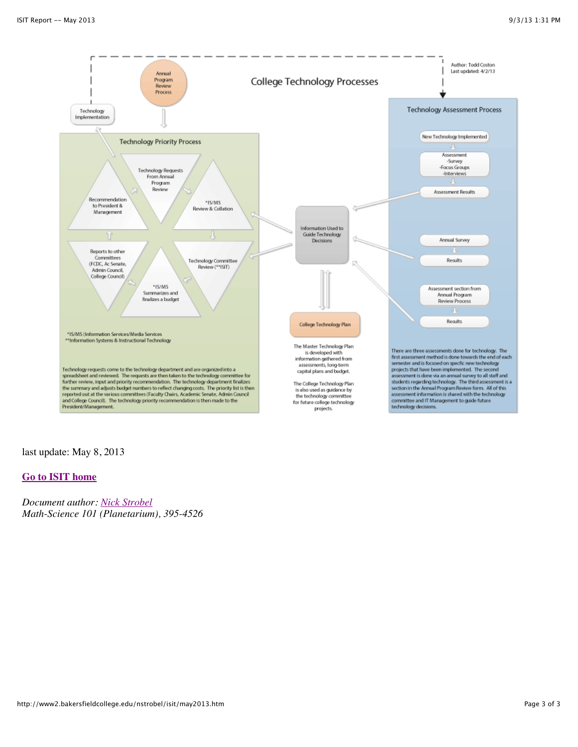Author: Todd Coston
Last updated: 4/2/13

College Technology Processes

Annual Program Review Process

Technology Implementation

Technology Priority Process

Technology Requests From Annual Program Review

*IS/MS Review & Collation

Technology Committee Review (**ISIT)

*IS/MS Summarizes and finalizes a budget

Reports to other Committees (FCDC, Ac Senate, Admin Council, College Council)

Recommendation to President & Management

*IS/MS (Information Services/Media Services
**Information Systems & Instructional Technology

Technology requests come to the technology department and are organized into a spreadsheet and reviewed. The requests are then taken to the technology committee for further review, input and priority recommendation. The technology department finalizes the summary and adjusts budget numbers to reflect changing costs. The priority list is then reported out at the various committees (Faculty Chairs, Academic Senate, Admin Council and College Council). The technology priority recommendation is then made to the President/Management.

Information Used to Guide Technology Decisions

College Technology Plan

The Master Technology Plan is developed with information gathered from assessments, long-term capital plans and budget.

The College Technology Plan is also used as guidance by the technology committee for future college technology projects.

Technology Assessment Process

New Technology Implemented

Assessment
-Survey
-Focus Groups
-Interviews

Assessment Results

Annual Survey

Results

Assessment section from Annual Program Review Process

Results

There are three assessments done for technology. The first assessment method is done towards the end of each semester and is focused on specfic new technology projects that have been implemented. The second assessment is done via an annual survey to all staff and students regarding technology. The third assessment is a section in the Annual Program Review form. All of this assessment information is shared with the technology committee and IT Management to guide future technology decisions.

last update: May 8, 2013

**[Go to ISIT home]**

*Document author: [Nick Strobel]*
*Math-Science 101 (Planetarium), 395-4526*